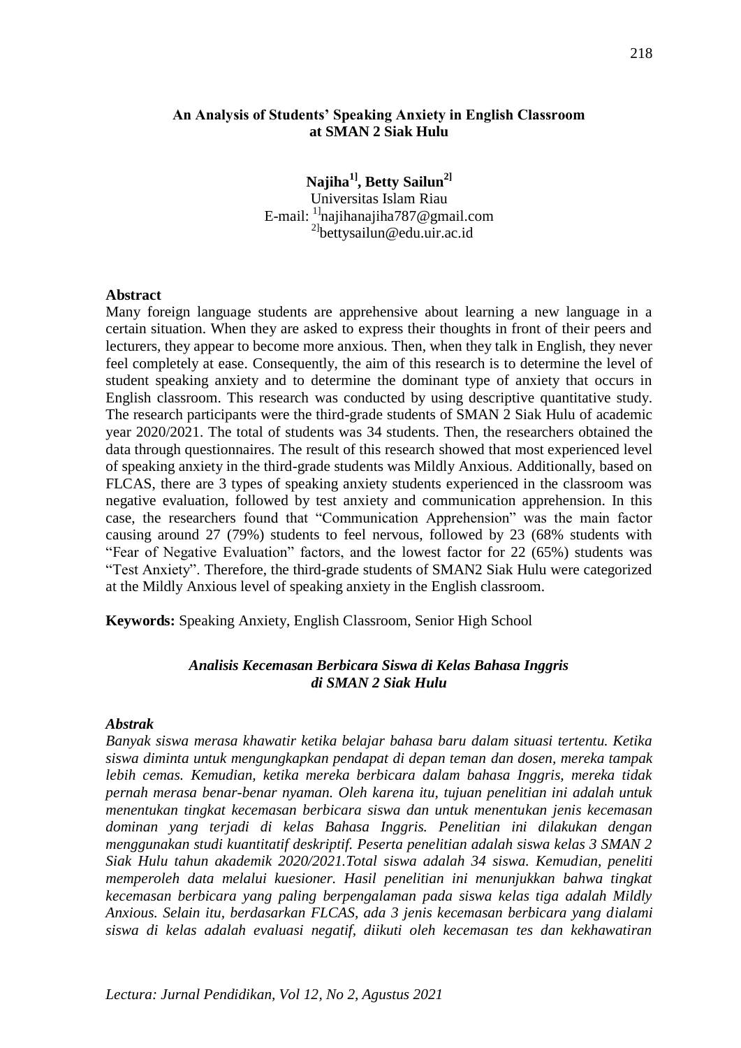# An Analysis of Students' Speaking Anxiety in English Classroom at SMAN 2 Siak Hulu

**Najiha[1], Betty Sailun[2]**

Universitas Islam Riau

E-mail: [1]najihanajiha787@gmail.com

[2]bettysailun@edu.uir.ac.id

## Abstract

Many foreign language students are apprehensive about learning a new language in a certain situation. When they are asked to express their thoughts in front of their peers and lecturers, they appear to become more anxious. Then, when they talk in English, they never feel completely at ease. Consequently, the aim of this research is to determine the level of student speaking anxiety and to determine the dominant type of anxiety that occurs in English classroom. This research was conducted by using descriptive quantitative study. The research participants were the third-grade students of SMAN 2 Siak Hulu of academic year 2020/2021. The total of students was 34 students. Then, the researchers obtained the data through questionnaires. The result of this research showed that most experienced level of speaking anxiety in the third-grade students was Mildly Anxious. Additionally, based on FLCAS, there are 3 types of speaking anxiety students experienced in the classroom was negative evaluation, followed by test anxiety and communication apprehension. In this case, the researchers found that "Communication Apprehension" was the main factor causing around 27 (79%) students to feel nervous, followed by 23 (68% students with "Fear of Negative Evaluation" factors, and the lowest factor for 22 (65%) students was "Test Anxiety". Therefore, the third-grade students of SMAN2 Siak Hulu were categorized at the Mildly Anxious level of speaking anxiety in the English classroom.

**Keywords:** Speaking Anxiety, English Classroom, Senior High School

## *Analisis Kecemasan Berbicara Siswa di Kelas Bahasa Inggris di SMAN 2 Siak Hulu*

### *Abstrak*

*Banyak siswa merasa khawatir ketika belajar bahasa baru dalam situasi tertentu. Ketika siswa diminta untuk mengungkapkan pendapat di depan teman dan dosen, mereka tampak lebih cemas. Kemudian, ketika mereka berbicara dalam bahasa Inggris, mereka tidak pernah merasa benar-benar nyaman. Oleh karena itu, tujuan penelitian ini adalah untuk menentukan tingkat kecemasan berbicara siswa dan untuk menentukan jenis kecemasan dominan yang terjadi di kelas Bahasa Inggris. Penelitian ini dilakukan dengan menggunakan studi kuantitatif deskriptif. Peserta penelitian adalah siswa kelas 3 SMAN 2 Siak Hulu tahun akademik 2020/2021.Total siswa adalah 34 siswa. Kemudian, peneliti memperoleh data melalui kuesioner. Hasil penelitian ini menunjukkan bahwa tingkat kecemasan berbicara yang paling berpengalaman pada siswa kelas tiga adalah Mildly Anxious. Selain itu, berdasarkan FLCAS, ada 3 jenis kecemasan berbicara yang dialami siswa di kelas adalah evaluasi negatif, diikuti oleh kecemasan tes dan kekhawatiran*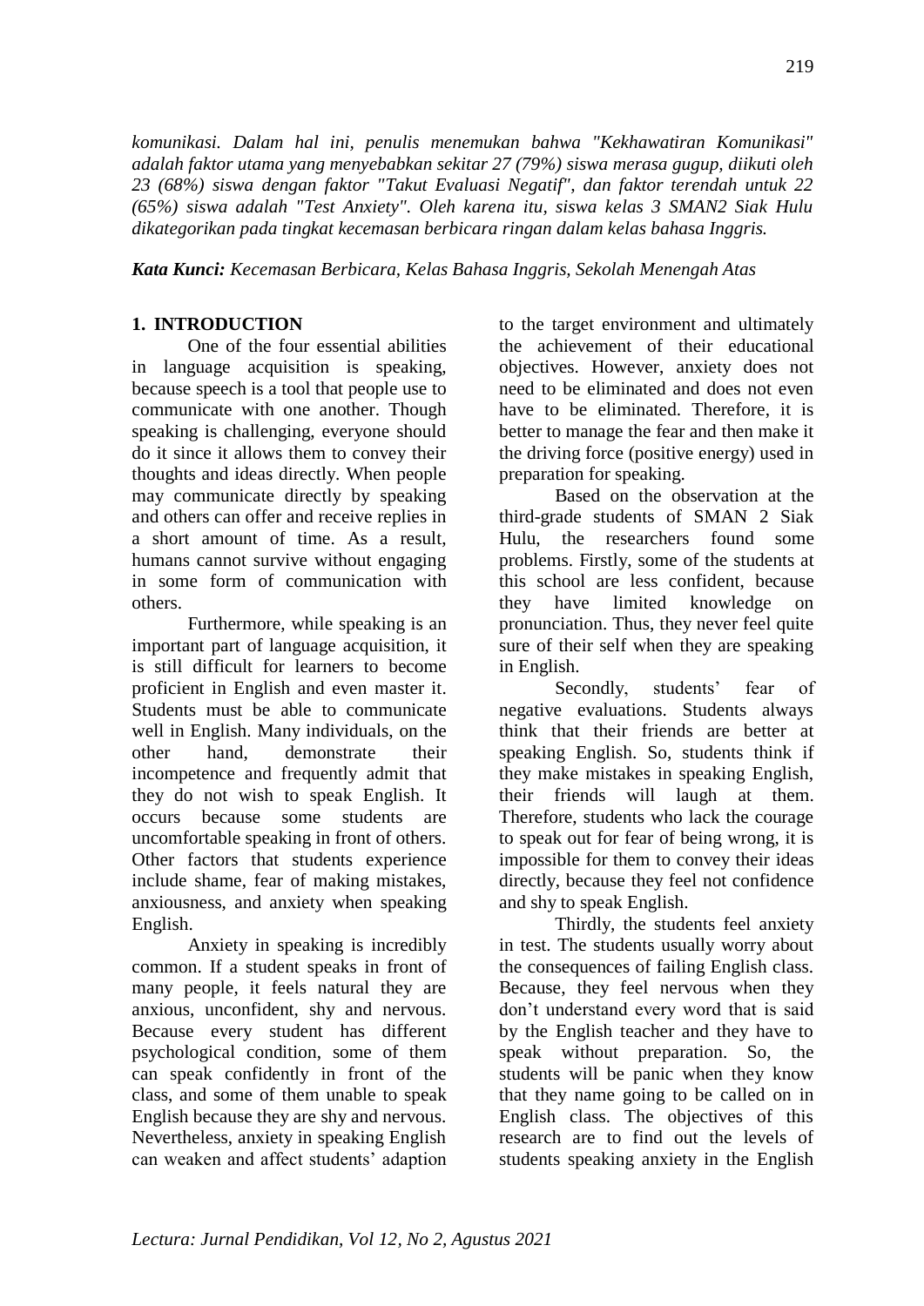*komunikasi. Dalam hal ini, penulis menemukan bahwa "Kekhawatiran Komunikasi" adalah faktor utama yang menyebabkan sekitar 27 (79%) siswa merasa gugup, diikuti oleh 23 (68%) siswa dengan faktor "Takut Evaluasi Negatif", dan faktor terendah untuk 22 (65%) siswa adalah "Test Anxiety". Oleh karena itu, siswa kelas 3 SMAN2 Siak Hulu dikategorikan pada tingkat kecemasan berbicara ringan dalam kelas bahasa Inggris.*

***Kata Kunci:** Kecemasan Berbicara, Kelas Bahasa Inggris, Sekolah Menengah Atas*

## 1. INTRODUCTION

One of the four essential abilities in language acquisition is speaking, because speech is a tool that people use to communicate with one another. Though speaking is challenging, everyone should do it since it allows them to convey their thoughts and ideas directly. When people may communicate directly by speaking and others can offer and receive replies in a short amount of time. As a result, humans cannot survive without engaging in some form of communication with others.

Furthermore, while speaking is an important part of language acquisition, it is still difficult for learners to become proficient in English and even master it. Students must be able to communicate well in English. Many individuals, on the other hand, demonstrate their incompetence and frequently admit that they do not wish to speak English. It occurs because some students are uncomfortable speaking in front of others. Other factors that students experience include shame, fear of making mistakes, anxiousness, and anxiety when speaking English.

Anxiety in speaking is incredibly common. If a student speaks in front of many people, it feels natural they are anxious, unconfident, shy and nervous. Because every student has different psychological condition, some of them can speak confidently in front of the class, and some of them unable to speak English because they are shy and nervous. Nevertheless, anxiety in speaking English can weaken and affect students' adaption to the target environment and ultimately the achievement of their educational objectives. However, anxiety does not need to be eliminated and does not even have to be eliminated. Therefore, it is better to manage the fear and then make it the driving force (positive energy) used in preparation for speaking.

Based on the observation at the third-grade students of SMAN 2 Siak Hulu, the researchers found some problems. Firstly, some of the students at this school are less confident, because they have limited knowledge on pronunciation. Thus, they never feel quite sure of their self when they are speaking in English.

Secondly, students' fear of negative evaluations. Students always think that their friends are better at speaking English. So, students think if they make mistakes in speaking English, their friends will laugh at them. Therefore, students who lack the courage to speak out for fear of being wrong, it is impossible for them to convey their ideas directly, because they feel not confidence and shy to speak English.

Thirdly, the students feel anxiety in test. The students usually worry about the consequences of failing English class. Because, they feel nervous when they don't understand every word that is said by the English teacher and they have to speak without preparation. So, the students will be panic when they know that they name going to be called on in English class. The objectives of this research are to find out the levels of students speaking anxiety in the English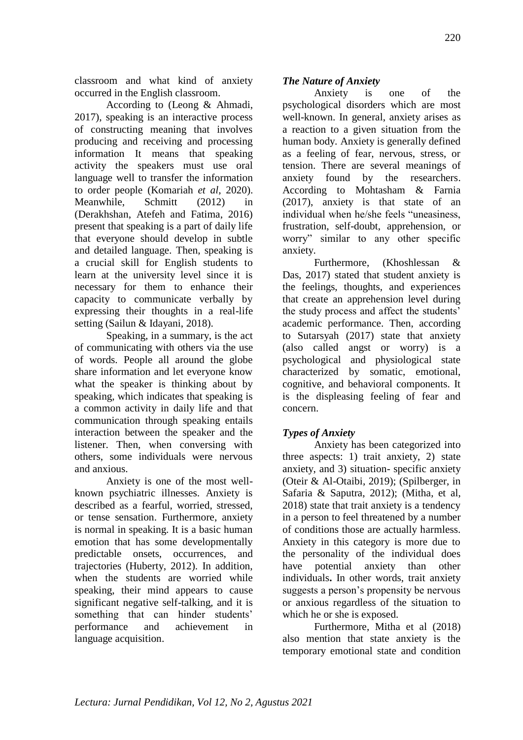classroom and what kind of anxiety occurred in the English classroom.

According to (Leong & Ahmadi, 2017), speaking is an interactive process of constructing meaning that involves producing and receiving and processing information It means that speaking activity the speakers must use oral language well to transfer the information to order people (Komariah *et al*, 2020). Meanwhile, Schmitt (2012) in (Derakhshan, Atefeh and Fatima, 2016) present that speaking is a part of daily life that everyone should develop in subtle and detailed language. Then, speaking is a crucial skill for English students to learn at the university level since it is necessary for them to enhance their capacity to communicate verbally by expressing their thoughts in a real-life setting (Sailun & Idayani, 2018).

Speaking, in a summary, is the act of communicating with others via the use of words. People all around the globe share information and let everyone know what the speaker is thinking about by speaking, which indicates that speaking is a common activity in daily life and that communication through speaking entails interaction between the speaker and the listener. Then, when conversing with others, some individuals were nervous and anxious.

Anxiety is one of the most well-known psychiatric illnesses. Anxiety is described as a fearful, worried, stressed, or tense sensation. Furthermore, anxiety is normal in speaking. It is a basic human emotion that has some developmentally predictable onsets, occurrences, and trajectories (Huberty, 2012). In addition, when the students are worried while speaking, their mind appears to cause significant negative self-talking, and it is something that can hinder students' performance and achievement in language acquisition.

### *The Nature of Anxiety*

Anxiety is one of the psychological disorders which are most well-known. In general, anxiety arises as a reaction to a given situation from the human body. Anxiety is generally defined as a feeling of fear, nervous, stress, or tension. There are several meanings of anxiety found by the researchers. According to Mohtasham & Farnia (2017), anxiety is that state of an individual when he/she feels "uneasiness, frustration, self-doubt, apprehension, or worry" similar to any other specific anxiety.

Furthermore, (Khoshlessan & Das, 2017) stated that student anxiety is the feelings, thoughts, and experiences that create an apprehension level during the study process and affect the students' academic performance. Then, according to Sutarsyah (2017) state that anxiety (also called angst or worry) is a psychological and physiological state characterized by somatic, emotional, cognitive, and behavioral components. It is the displeasing feeling of fear and concern.

### *Types of Anxiety*

Anxiety has been categorized into three aspects: 1) trait anxiety, 2) state anxiety, and 3) situation- specific anxiety (Oteir & Al-Otaibi, 2019); (Spilberger, in Safaria & Saputra, 2012); (Mitha, et al, 2018) state that trait anxiety is a tendency in a person to feel threatened by a number of conditions those are actually harmless. Anxiety in this category is more due to the personality of the individual does have potential anxiety than other individuals**.** In other words, trait anxiety suggests a person's propensity be nervous or anxious regardless of the situation to which he or she is exposed.

Furthermore, Mitha et al (2018) also mention that state anxiety is the temporary emotional state and condition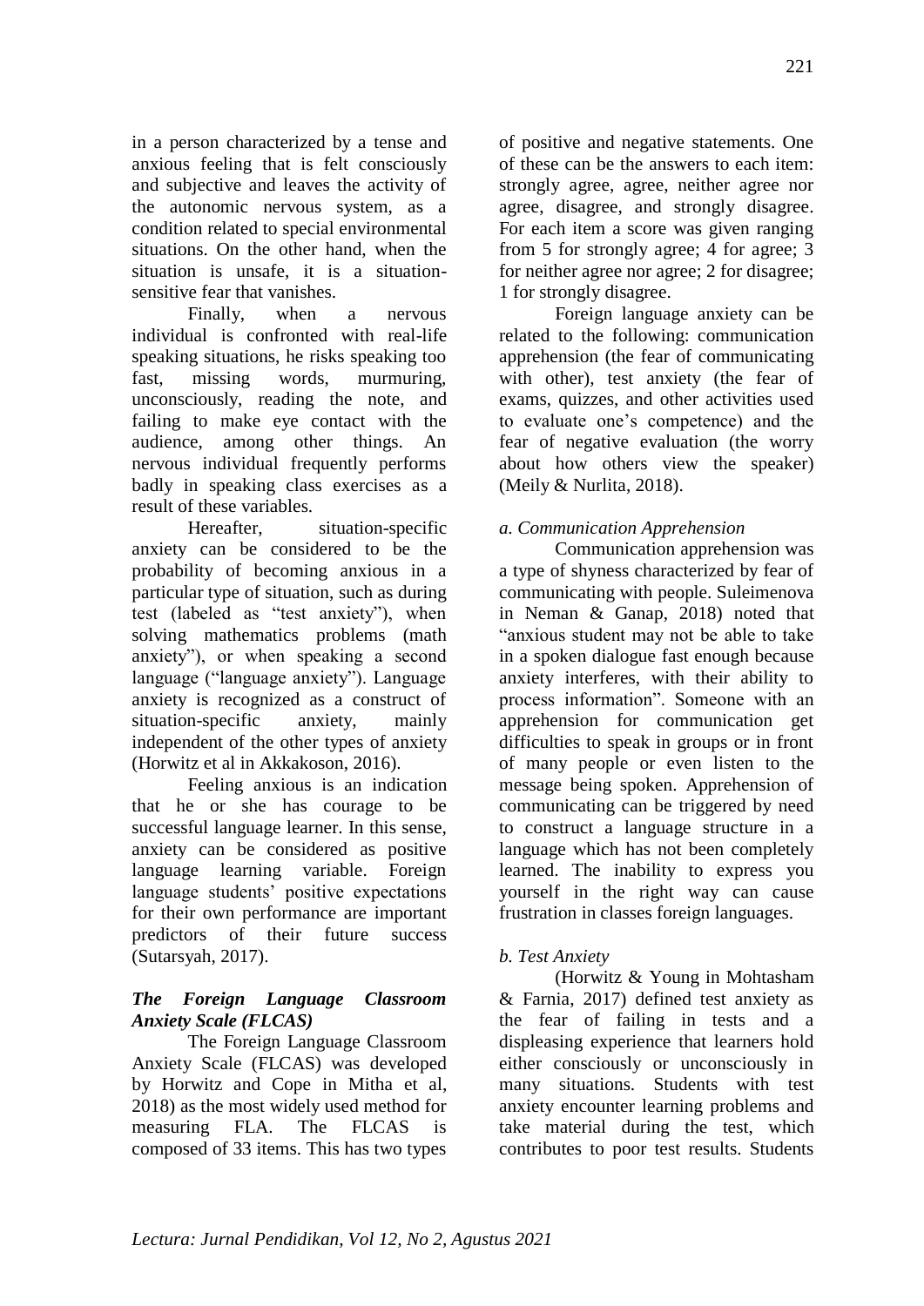in a person characterized by a tense and anxious feeling that is felt consciously and subjective and leaves the activity of the autonomic nervous system, as a condition related to special environmental situations. On the other hand, when the situation is unsafe, it is a situation-sensitive fear that vanishes.

Finally, when a nervous individual is confronted with real-life speaking situations, he risks speaking too fast, missing words, murmuring, unconsciously, reading the note, and failing to make eye contact with the audience, among other things. An nervous individual frequently performs badly in speaking class exercises as a result of these variables.

Hereafter, situation-specific anxiety can be considered to be the probability of becoming anxious in a particular type of situation, such as during test (labeled as "test anxiety"), when solving mathematics problems (math anxiety"), or when speaking a second language ("language anxiety"). Language anxiety is recognized as a construct of situation-specific anxiety, mainly independent of the other types of anxiety (Horwitz et al in Akkakoson, 2016).

Feeling anxious is an indication that he or she has courage to be successful language learner. In this sense, anxiety can be considered as positive language learning variable. Foreign language students' positive expectations for their own performance are important predictors of their future success (Sutarsyah, 2017).

### *The Foreign Language Classroom Anxiety Scale (FLCAS)*

The Foreign Language Classroom Anxiety Scale (FLCAS) was developed by Horwitz and Cope in Mitha et al, 2018) as the most widely used method for measuring FLA. The FLCAS is composed of 33 items. This has two types of positive and negative statements. One of these can be the answers to each item: strongly agree, agree, neither agree nor agree, disagree, and strongly disagree. For each item a score was given ranging from 5 for strongly agree; 4 for agree; 3 for neither agree nor agree; 2 for disagree; 1 for strongly disagree.

Foreign language anxiety can be related to the following: communication apprehension (the fear of communicating with other), test anxiety (the fear of exams, quizzes, and other activities used to evaluate one's competence) and the fear of negative evaluation (the worry about how others view the speaker) (Meily & Nurlita, 2018).

#### *a. Communication Apprehension*

Communication apprehension was a type of shyness characterized by fear of communicating with people. Suleimenova in Neman & Ganap, 2018) noted that "anxious student may not be able to take in a spoken dialogue fast enough because anxiety interferes, with their ability to process information". Someone with an apprehension for communication get difficulties to speak in groups or in front of many people or even listen to the message being spoken. Apprehension of communicating can be triggered by need to construct a language structure in a language which has not been completely learned. The inability to express you yourself in the right way can cause frustration in classes foreign languages.

#### *b. Test Anxiety*

(Horwitz & Young in Mohtasham & Farnia, 2017) defined test anxiety as the fear of failing in tests and a displeasing experience that learners hold either consciously or unconsciously in many situations. Students with test anxiety encounter learning problems and take material during the test, which contributes to poor test results. Students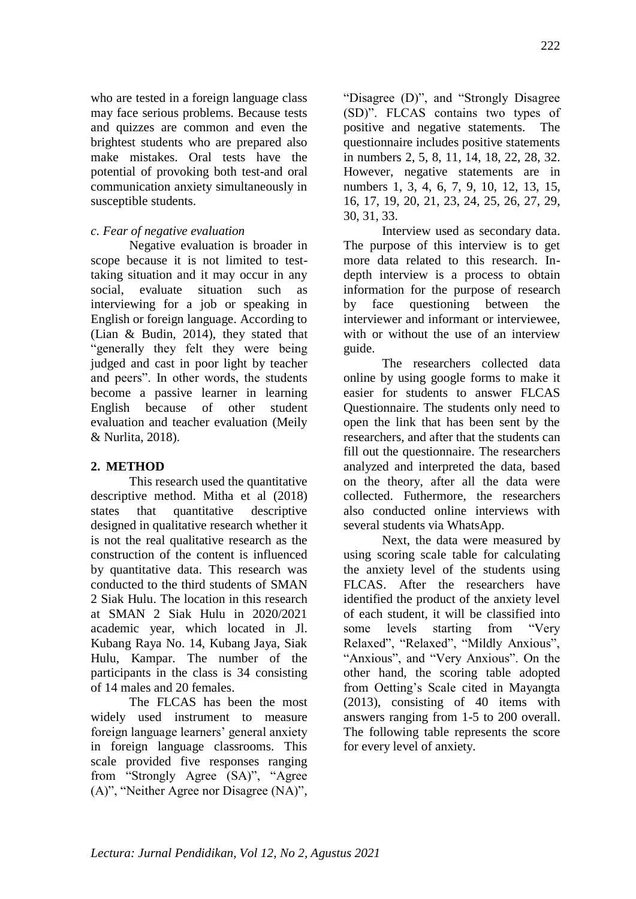who are tested in a foreign language class may face serious problems. Because tests and quizzes are common and even the brightest students who are prepared also make mistakes. Oral tests have the potential of provoking both test-and oral communication anxiety simultaneously in susceptible students.

*c. Fear of negative evaluation*

Negative evaluation is broader in scope because it is not limited to test-taking situation and it may occur in any social, evaluate situation such as interviewing for a job or speaking in English or foreign language. According to (Lian & Budin, 2014), they stated that "generally they felt they were being judged and cast in poor light by teacher and peers". In other words, the students become a passive learner in learning English because of other student evaluation and teacher evaluation (Meily & Nurlita, 2018).

## 2. METHOD

This research used the quantitative descriptive method. Mitha et al (2018) states that quantitative descriptive designed in qualitative research whether it is not the real qualitative research as the construction of the content is influenced by quantitative data. This research was conducted to the third students of SMAN 2 Siak Hulu. The location in this research at SMAN 2 Siak Hulu in 2020/2021 academic year, which located in Jl. Kubang Raya No. 14, Kubang Jaya, Siak Hulu, Kampar. The number of the participants in the class is 34 consisting of 14 males and 20 females.

The FLCAS has been the most widely used instrument to measure foreign language learners' general anxiety in foreign language classrooms. This scale provided five responses ranging from "Strongly Agree (SA)", "Agree (A)", "Neither Agree nor Disagree (NA)", "Disagree (D)", and "Strongly Disagree (SD)". FLCAS contains two types of positive and negative statements. The questionnaire includes positive statements in numbers 2, 5, 8, 11, 14, 18, 22, 28, 32. However, negative statements are in numbers 1, 3, 4, 6, 7, 9, 10, 12, 13, 15, 16, 17, 19, 20, 21, 23, 24, 25, 26, 27, 29, 30, 31, 33.

Interview used as secondary data. The purpose of this interview is to get more data related to this research. In-depth interview is a process to obtain information for the purpose of research by face questioning between the interviewer and informant or interviewee, with or without the use of an interview guide.

The researchers collected data online by using google forms to make it easier for students to answer FLCAS Questionnaire. The students only need to open the link that has been sent by the researchers, and after that the students can fill out the questionnaire. The researchers analyzed and interpreted the data, based on the theory, after all the data were collected. Futhermore, the researchers also conducted online interviews with several students via WhatsApp.

Next, the data were measured by using scoring scale table for calculating the anxiety level of the students using FLCAS. After the researchers have identified the product of the anxiety level of each student, it will be classified into some levels starting from "Very Relaxed", "Relaxed", "Mildly Anxious", "Anxious", and "Very Anxious". On the other hand, the scoring table adopted from Oetting's Scale cited in Mayangta (2013), consisting of 40 items with answers ranging from 1-5 to 200 overall. The following table represents the score for every level of anxiety.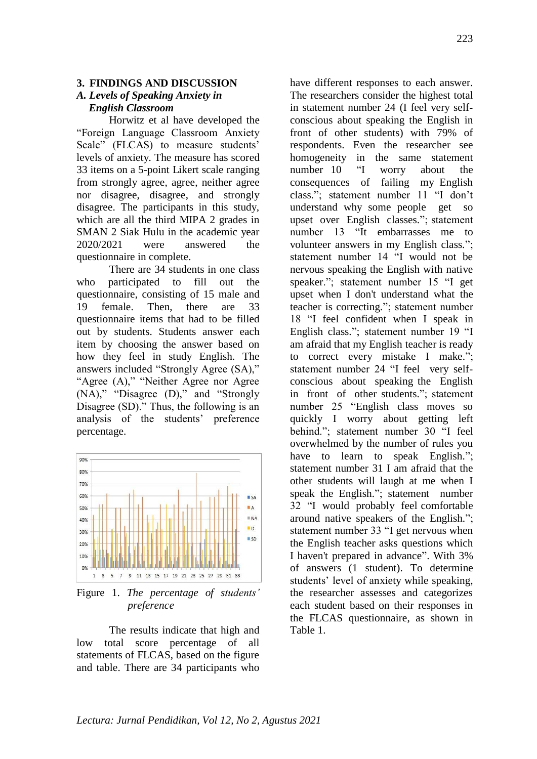## 3. FINDINGS AND DISCUSSION

### A. Levels of Speaking Anxiety in English Classroom

Horwitz et al have developed the "Foreign Language Classroom Anxiety Scale" (FLCAS) to measure students' levels of anxiety. The measure has scored 33 items on a 5-point Likert scale ranging from strongly agree, agree, neither agree nor disagree, disagree, and strongly disagree. The participants in this study, which are all the third MIPA 2 grades in SMAN 2 Siak Hulu in the academic year 2020/2021 were answered the questionnaire in complete.

There are 34 students in one class who participated to fill out the questionnaire, consisting of 15 male and 19 female. Then, there are 33 questionnaire items that had to be filled out by students. Students answer each item by choosing the answer based on how they feel in study English. The answers included "Strongly Agree (SA)," "Agree (A)," "Neither Agree nor Agree (NA)," "Disagree (D)," and "Strongly Disagree (SD)." Thus, the following is an analysis of the students' preference percentage.

Figure 1. *The percentage of students' preference*

The results indicate that high and low total score percentage of all statements of FLCAS, based on the figure and table. There are 34 participants who have different responses to each answer. The researchers consider the highest total in statement number 24 (I feel very self-conscious about speaking the English in front of other students) with 79% of respondents. Even the researcher see homogeneity in the same statement number 10 "I worry about the consequences of failing my English class."; statement number 11 "I don't understand why some people get so upset over English classes."; statement number 13 "It embarrasses me to volunteer answers in my English class."; statement number 14 "I would not be nervous speaking the English with native speaker."; statement number 15 "I get upset when I don't understand what the teacher is correcting."; statement number 18 "I feel confident when I speak in English class."; statement number 19 "I am afraid that my English teacher is ready to correct every mistake I make."; statement number 24 "I feel very self-conscious about speaking the English in front of other students."; statement number 25 "English class moves so quickly I worry about getting left behind."; statement number 30 "I feel overwhelmed by the number of rules you have to learn to speak English."; statement number 31 I am afraid that the other students will laugh at me when I speak the English."; statement number 32 "I would probably feel comfortable around native speakers of the English."; statement number 33 "I get nervous when the English teacher asks questions which I haven't prepared in advance". With 3% of answers (1 student). To determine students' level of anxiety while speaking, the researcher assesses and categorizes each student based on their responses in the FLCAS questionnaire, as shown in Table 1.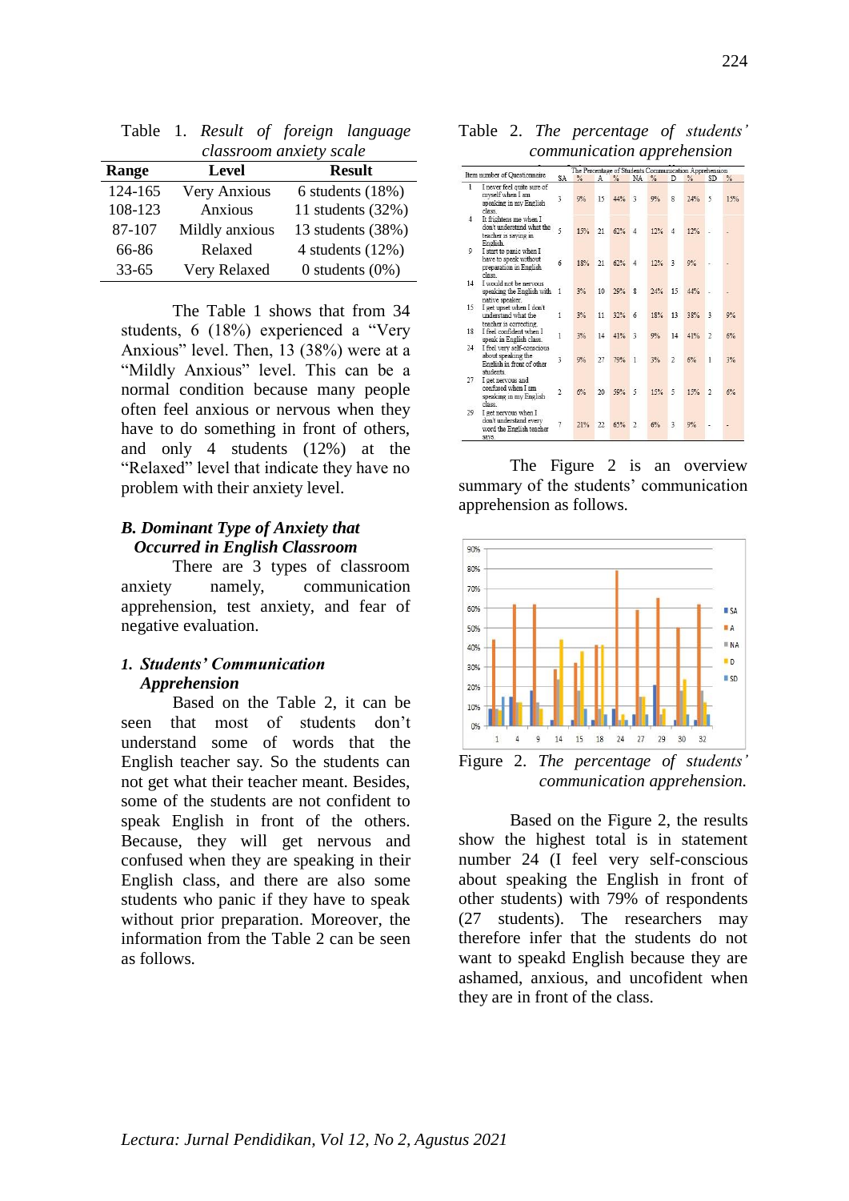Table 1. *Result of foreign language classroom anxiety scale*

| Range | Level | Result |
|---|---|---|
| 124-165 | Very Anxious | 6 students (18%) |
| 108-123 | Anxious | 11 students (32%) |
| 87-107 | Mildly anxious | 13 students (38%) |
| 66-86 | Relaxed | 4 students (12%) |
| 33-65 | Very Relaxed | 0 students (0%) |

The Table 1 shows that from 34 students, 6 (18%) experienced a "Very Anxious" level. Then, 13 (38%) were at a "Mildly Anxious" level. This can be a normal condition because many people often feel anxious or nervous when they have to do something in front of others, and only 4 students (12%) at the "Relaxed" level that indicate they have no problem with their anxiety level.

### *B. Dominant Type of Anxiety that Occurred in English Classroom*

There are 3 types of classroom anxiety namely, communication apprehension, test anxiety, and fear of negative evaluation.

#### *1. Students' Communication Apprehension*

Based on the Table 2, it can be seen that most of students don't understand some of words that the English teacher say. So the students can not get what their teacher meant. Besides, some of the students are not confident to speak English in front of the others. Because, they will get nervous and confused when they are speaking in their English class, and there are also some students who panic if they have to speak without prior preparation. Moreover, the information from the Table 2 can be seen as follows.

Table 2. *The percentage of students' communication apprehension*

| Item number of Questionnaire | | The Percentage of Students Communication Apprehension | | | | | | | | | |
|---|---|---|---|---|---|---|---|---|---|---|---|
| | | SA | % | A | % | NA | % | D | % | SD | % |
| 1 | I never feel quite sure of myself when I am speaking in my English class. | 3 | 9% | 15 | 44% | 3 | 9% | 8 | 24% | 5 | 15% |
| 4 | It frightens me when I don't understand what the teacher is saying in English. | 5 | 15% | 21 | 62% | 4 | 12% | 4 | 12% | - | - |
| 9 | I start to panic when I have to speak without preparation in English class. | 6 | 18% | 21 | 62% | 4 | 12% | 3 | 9% | - | - |
| 14 | I would not be nervous speaking the English with native speaker. | 1 | 3% | 10 | 29% | 8 | 24% | 15 | 44% | - | - |
| 15 | I get upset when I don't understand what the teacher is correcting. | 1 | 3% | 11 | 32% | 6 | 18% | 13 | 38% | 3 | 9% |
| 18 | I feel confident when I speak in English class. | 1 | 3% | 14 | 41% | 3 | 9% | 14 | 41% | 2 | 6% |
| 24 | I feel very self-conscious about speaking the English in front of other students. | 3 | 9% | 27 | 79% | 1 | 3% | 2 | 6% | 1 | 3% |
| 27 | I get nervous and confused when I am speaking in my English class. | 2 | 6% | 20 | 59% | 5 | 15% | 5 | 15% | 2 | 6% |
| 29 | I get nervous when I don't understand every word the English teacher says. | 7 | 21% | 22 | 65% | 2 | 6% | 3 | 9% | - | - |

The Figure 2 is an overview summary of the students' communication apprehension as follows.

Figure 2. *The percentage of students' communication apprehension.*

Based on the Figure 2, the results show the highest total is in statement number 24 (I feel very self-conscious about speaking the English in front of other students) with 79% of respondents (27 students). The researchers may therefore infer that the students do not want to speakd English because they are ashamed, anxious, and uncofident when they are in front of the class.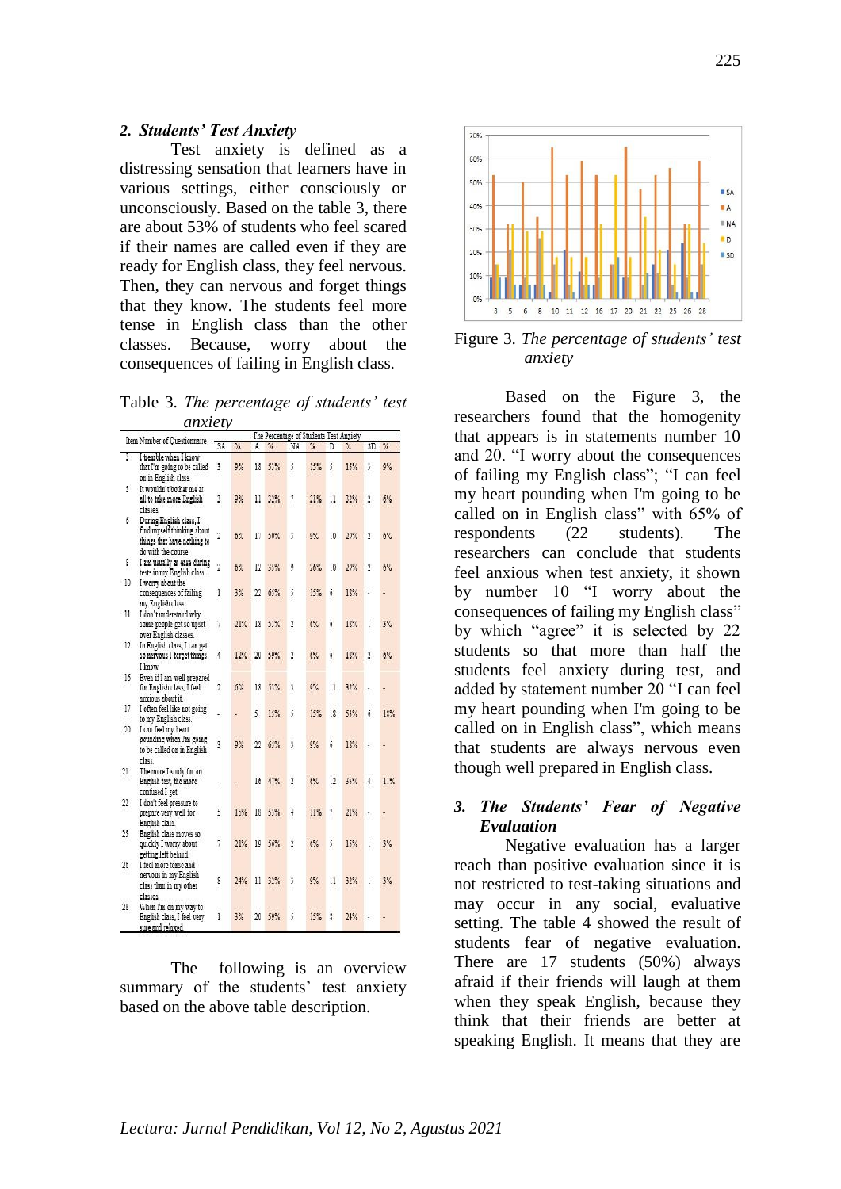### *2. Students' Test Anxiety*

Test anxiety is defined as a distressing sensation that learners have in various settings, either consciously or unconsciously. Based on the table 3, there are about 53% of students who feel scared if their names are called even if they are ready for English class, they feel nervous. Then, they can nervous and forget things that they know. The students feel more tense in English class than the other classes. Because, worry about the consequences of failing in English class.

Table 3. *The percentage of students' test anxiety*

| Item Number of Questionnaire | | The Percentage of Students Test Anxiety | | | | | | | | | |
|---|---|---|---|---|---|---|---|---|---|---|---|
| | | SA | % | A | % | NA | % | D | % | SD | % |
| 3 | I tremble when I know that I'm going to be called on in English class. | 3 | 9% | 18 | 53% | 5 | 15% | 5 | 15% | 3 | 9% |
| 5 | It wouldn't bother me at all to take more English classes. | 3 | 9% | 11 | 32% | 7 | 21% | 11 | 32% | 2 | 6% |
| 6 | During English class, I find myself thinking about things that have nothing to do with the course. | 2 | 6% | 17 | 50% | 3 | 9% | 10 | 29% | 2 | 6% |
| 8 | I am usually at ease during tests in my English class. | 2 | 6% | 12 | 35% | 9 | 26% | 10 | 29% | 2 | 6% |
| 10 | I worry about the consequences of failing my English class. | 1 | 3% | 22 | 65% | 5 | 15% | 6 | 18% | - | - |
| 11 | I don't understand why some people get so upset over English classes. | 7 | 21% | 18 | 53% | 2 | 6% | 6 | 18% | 1 | 3% |
| 12 | In English class, I can get so nervous I forget things I know. | 4 | 12% | 20 | 59% | 2 | 6% | 6 | 18% | 2 | 6% |
| 16 | Even if I am well prepared for English class, I feel anxious about it. | 2 | 6% | 18 | 53% | 3 | 9% | 11 | 32% | - | - |
| 17 | I often feel like not going to my English class. | - | - | 5 | 15% | 5 | 15% | 18 | 53% | 6 | 18% |
| 20 | I can feel my heart pounding when I'm going to be called on in English class. | 3 | 9% | 22 | 65% | 3 | 9% | 6 | 18% | - | - |
| 21 | The more I study for an English test, the more confused I get. | - | - | 16 | 47% | 2 | 6% | 12 | 35% | 4 | 11% |
| 22 | I don't feel pressure to prepare very well for English class. | 5 | 15% | 18 | 53% | 4 | 11% | 7 | 21% | - | - |
| 25 | English class moves so quickly I worry about getting left behind. | 7 | 21% | 19 | 56% | 2 | 6% | 5 | 15% | 1 | 3% |
| 26 | I feel more tense and nervous in my English class than in my other classes. | 8 | 24% | 11 | 32% | 3 | 9% | 11 | 32% | 1 | 3% |
| 28 | When I'm on my way to English class, I feel very sure and relaxed. | 1 | 3% | 20 | 59% | 5 | 15% | 8 | 24% | - | - |

The following is an overview summary of the students' test anxiety based on the above table description.

Figure 3. *The percentage of students' test anxiety*

Based on the Figure 3, the researchers found that the homogenity that appears is in statements number 10 and 20. "I worry about the consequences of failing my English class"; "I can feel my heart pounding when I'm going to be called on in English class" with 65% of respondents (22 students). The researchers can conclude that students feel anxious when test anxiety, it shown by number 10 "I worry about the consequences of failing my English class" by which "agree" it is selected by 22 students so that more than half the students feel anxiety during test, and added by statement number 20 "I can feel my heart pounding when I'm going to be called on in English class", which means that students are always nervous even though well prepared in English class.

### *3. The Students' Fear of Negative Evaluation*

Negative evaluation has a larger reach than positive evaluation since it is not restricted to test-taking situations and may occur in any social, evaluative setting. The table 4 showed the result of students fear of negative evaluation. There are 17 students (50%) always afraid if their friends will laugh at them when they speak English, because they think that their friends are better at speaking English. It means that they are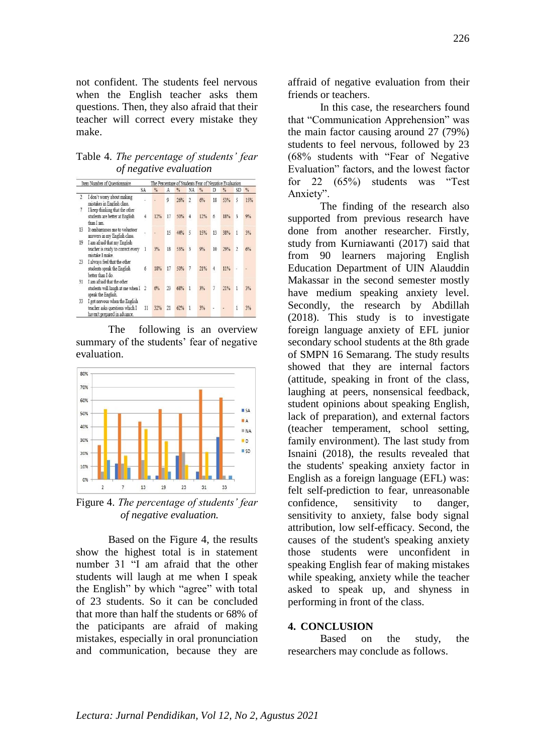not confident. The students feel nervous when the English teacher asks them questions. Then, they also afraid that their teacher will correct every mistake they make.

Table 4. *The percentage of students' fear of negative evaluation*

| Item Number of Questionnaire | | The Percentage of Students Fear of Negative Evaluation | | | | | | | | | |
|---|---|---|---|---|---|---|---|---|---|---|---|
| | | SA | % | A | % | NA | % | D | % | SD | % |
| 2 | I don't worry about making mistakes in English class. | - | - | 9 | 26% | 2 | 6% | 18 | 53% | 5 | 15% |
| 7 | I keep thinking that the other students are better at English than I am. | 4 | 12% | 17 | 50% | 4 | 12% | 6 | 18% | 3 | 9% |
| 13 | It embarrasses me to volunteer answers in my English class. | - | - | 15 | 44% | 5 | 15% | 13 | 38% | 1 | 3% |
| 19 | I am afraid that my English teacher is ready to correct every mistake I make. | 1 | 3% | 18 | 53% | 3 | 9% | 10 | 29% | 2 | 6% |
| 23 | I always feel that the other students speak the English better than I do. | 6 | 18% | 17 | 50% | 7 | 21% | 4 | 11% | - | - |
| 31 | I am afraid that the other students will laugh at me when I speak the English. | 2 | 6% | 23 | 68% | 1 | 3% | 7 | 21% | 1 | 3% |
| 33 | I get nervous when the English teacher asks questions which I haven't prepared in advance. | 11 | 32% | 21 | 62% | 1 | 3% | - | - | 1 | 3% |

The following is an overview summary of the students' fear of negative evaluation.

Figure 4. *The percentage of students' fear of negative evaluation.*

Based on the Figure 4, the results show the highest total is in statement number 31 "I am afraid that the other students will laugh at me when I speak the English" by which "agree" with total of 23 students. So it can be concluded that more than half the students or 68% of the paticipants are afraid of making mistakes, especially in oral pronunciation and communication, because they are affraid of negative evaluation from their friends or teachers.

In this case, the researchers found that "Communication Apprehension" was the main factor causing around 27 (79%) students to feel nervous, followed by 23 (68% students with "Fear of Negative Evaluation" factors, and the lowest factor for 22 (65%) students was "Test Anxiety".

The finding of the research also supported from previous research have done from another researcher. Firstly, study from Kurniawanti (2017) said that from 90 learners majoring English Education Department of UIN Alauddin Makassar in the second semester mostly have medium speaking anxiety level. Secondly, the research by Abdillah (2018). This study is to investigate foreign language anxiety of EFL junior secondary school students at the 8th grade of SMPN 16 Semarang. The study results showed that they are internal factors (attitude, speaking in front of the class, laughing at peers, nonsensical feedback, student opinions about speaking English, lack of preparation), and external factors (teacher temperament, school setting, family environment). The last study from Isnaini (2018), the results revealed that the students' speaking anxiety factor in English as a foreign language (EFL) was: felt self-prediction to fear, unreasonable confidence, sensitivity to danger, sensitivity to anxiety, false body signal attribution, low self-efficacy. Second, the causes of the student's speaking anxiety those students were unconfident in speaking English fear of making mistakes while speaking, anxiety while the teacher asked to speak up, and shyness in performing in front of the class.

## 4. CONCLUSION

Based on the study, the researchers may conclude as follows.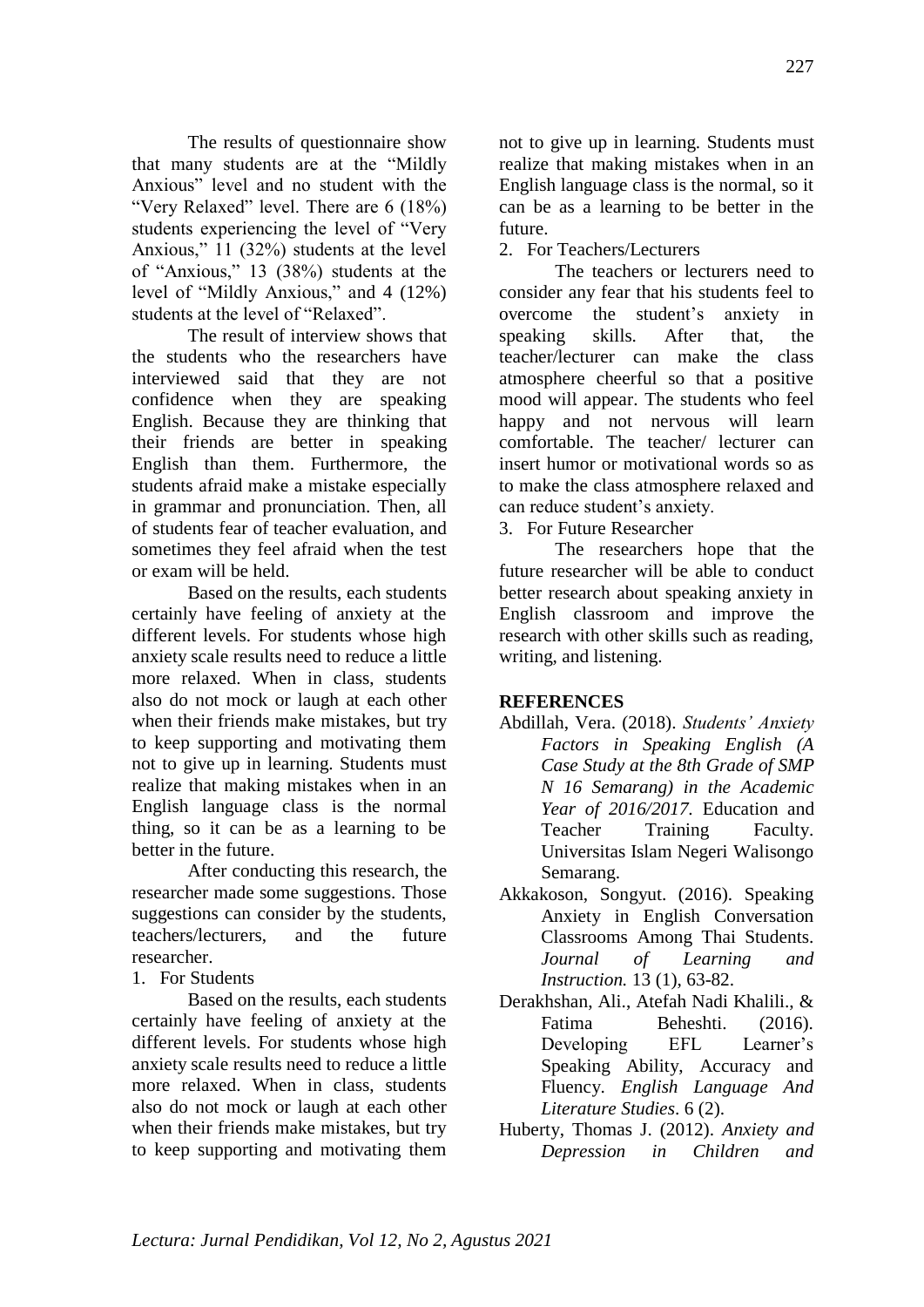The results of questionnaire show that many students are at the "Mildly Anxious" level and no student with the "Very Relaxed" level. There are 6 (18%) students experiencing the level of "Very Anxious," 11 (32%) students at the level of "Anxious," 13 (38%) students at the level of "Mildly Anxious," and 4 (12%) students at the level of "Relaxed".

The result of interview shows that the students who the researchers have interviewed said that they are not confidence when they are speaking English. Because they are thinking that their friends are better in speaking English than them. Furthermore, the students afraid make a mistake especially in grammar and pronunciation. Then, all of students fear of teacher evaluation, and sometimes they feel afraid when the test or exam will be held.

Based on the results, each students certainly have feeling of anxiety at the different levels. For students whose high anxiety scale results need to reduce a little more relaxed. When in class, students also do not mock or laugh at each other when their friends make mistakes, but try to keep supporting and motivating them not to give up in learning. Students must realize that making mistakes when in an English language class is the normal thing, so it can be as a learning to be better in the future.

After conducting this research, the researcher made some suggestions. Those suggestions can consider by the students, teachers/lecturers, and the future researcher.

1. For Students

Based on the results, each students certainly have feeling of anxiety at the different levels. For students whose high anxiety scale results need to reduce a little more relaxed. When in class, students also do not mock or laugh at each other when their friends make mistakes, but try to keep supporting and motivating them not to give up in learning. Students must realize that making mistakes when in an English language class is the normal, so it can be as a learning to be better in the future.

2. For Teachers/Lecturers

The teachers or lecturers need to consider any fear that his students feel to overcome the student's anxiety in speaking skills. After that, the teacher/lecturer can make the class atmosphere cheerful so that a positive mood will appear. The students who feel happy and not nervous will learn comfortable. The teacher/ lecturer can insert humor or motivational words so as to make the class atmosphere relaxed and can reduce student's anxiety.

3. For Future Researcher

The researchers hope that the future researcher will be able to conduct better research about speaking anxiety in English classroom and improve the research with other skills such as reading, writing, and listening.

## REFERENCES

Abdillah, Vera. (2018). *Students' Anxiety Factors in Speaking English (A Case Study at the 8th Grade of SMP N 16 Semarang) in the Academic Year of 2016/2017.* Education and Teacher Training Faculty. Universitas Islam Negeri Walisongo Semarang.

Akkakoson, Songyut. (2016). Speaking Anxiety in English Conversation Classrooms Among Thai Students. *Journal of Learning and Instruction.* 13 (1), 63-82.

Derakhshan, Ali., Atefah Nadi Khalili., & Fatima Beheshti. (2016). Developing EFL Learner's Speaking Ability, Accuracy and Fluency. *English Language And Literature Studies*. 6 (2).

Huberty, Thomas J. (2012). *Anxiety and Depression in Children and*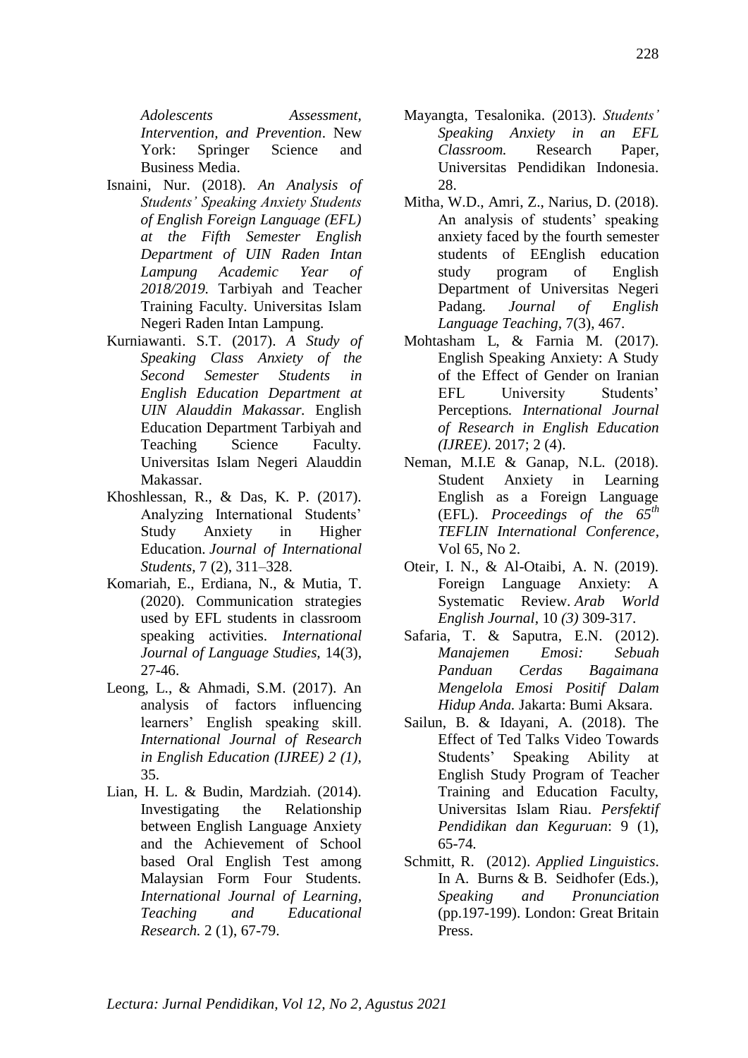*Adolescents Assessment, Intervention, and Prevention*. New York: Springer Science and Business Media.

Isnaini, Nur. (2018). *An Analysis of Students' Speaking Anxiety Students of English Foreign Language (EFL) at the Fifth Semester English Department of UIN Raden Intan Lampung Academic Year of 2018/2019.* Tarbiyah and Teacher Training Faculty. Universitas Islam Negeri Raden Intan Lampung.

Kurniawanti. S.T. (2017). *A Study of Speaking Class Anxiety of the Second Semester Students in English Education Department at UIN Alauddin Makassar.* English Education Department Tarbiyah and Teaching Science Faculty. Universitas Islam Negeri Alauddin Makassar.

Khoshlessan, R., & Das, K. P. (2017). Analyzing International Students' Study Anxiety in Higher Education. *Journal of International Students*, 7 (2), 311–328.

Komariah, E., Erdiana, N., & Mutia, T. (2020). Communication strategies used by EFL students in classroom speaking activities. *International Journal of Language Studies,* 14(3), 27-46.

Leong, L., & Ahmadi, S.M. (2017). An analysis of factors influencing learners' English speaking skill. *International Journal of Research in English Education (IJREE) 2 (1)*, 35.

Lian, H. L. & Budin, Mardziah. (2014). Investigating the Relationship between English Language Anxiety and the Achievement of School based Oral English Test among Malaysian Form Four Students. *International Journal of Learning, Teaching and Educational Research.* 2 (1), 67-79.

Mayangta, Tesalonika. (2013). *Students' Speaking Anxiety in an EFL Classroom.* Research Paper, Universitas Pendidikan Indonesia. 28.

Mitha, W.D., Amri, Z., Narius, D. (2018). An analysis of students' speaking anxiety faced by the fourth semester students of EEnglish education study program of English Department of Universitas Negeri Padang. *Journal of English Language Teaching*, 7(3), 467.

Mohtasham L, & Farnia M. (2017). English Speaking Anxiety: A Study of the Effect of Gender on Iranian EFL University Students' Perceptions. *International Journal of Research in English Education (IJREE)*. 2017; 2 (4).

Neman, M.I.E & Ganap, N.L. (2018). Student Anxiety in Learning English as a Foreign Language (EFL). *Proceedings of the 65th TEFLIN International Conference*, Vol 65, No 2.

Oteir, I. N., & Al-Otaibi, A. N. (2019). Foreign Language Anxiety: A Systematic Review. *Arab World English Journal*, 10 *(3)* 309-317.

Safaria, T. & Saputra, E.N. (2012). *Manajemen Emosi: Sebuah Panduan Cerdas Bagaimana Mengelola Emosi Positif Dalam Hidup Anda.* Jakarta: Bumi Aksara.

Sailun, B. & Idayani, A. (2018). The Effect of Ted Talks Video Towards Students' Speaking Ability at English Study Program of Teacher Training and Education Faculty, Universitas Islam Riau. *Persfektif Pendidikan dan Keguruan*: 9 (1), 65-74.

Schmitt, R. (2012). *Applied Linguistics*. In A. Burns & B. Seidhofer (Eds.), *Speaking and Pronunciation* (pp.197-199). London: Great Britain Press.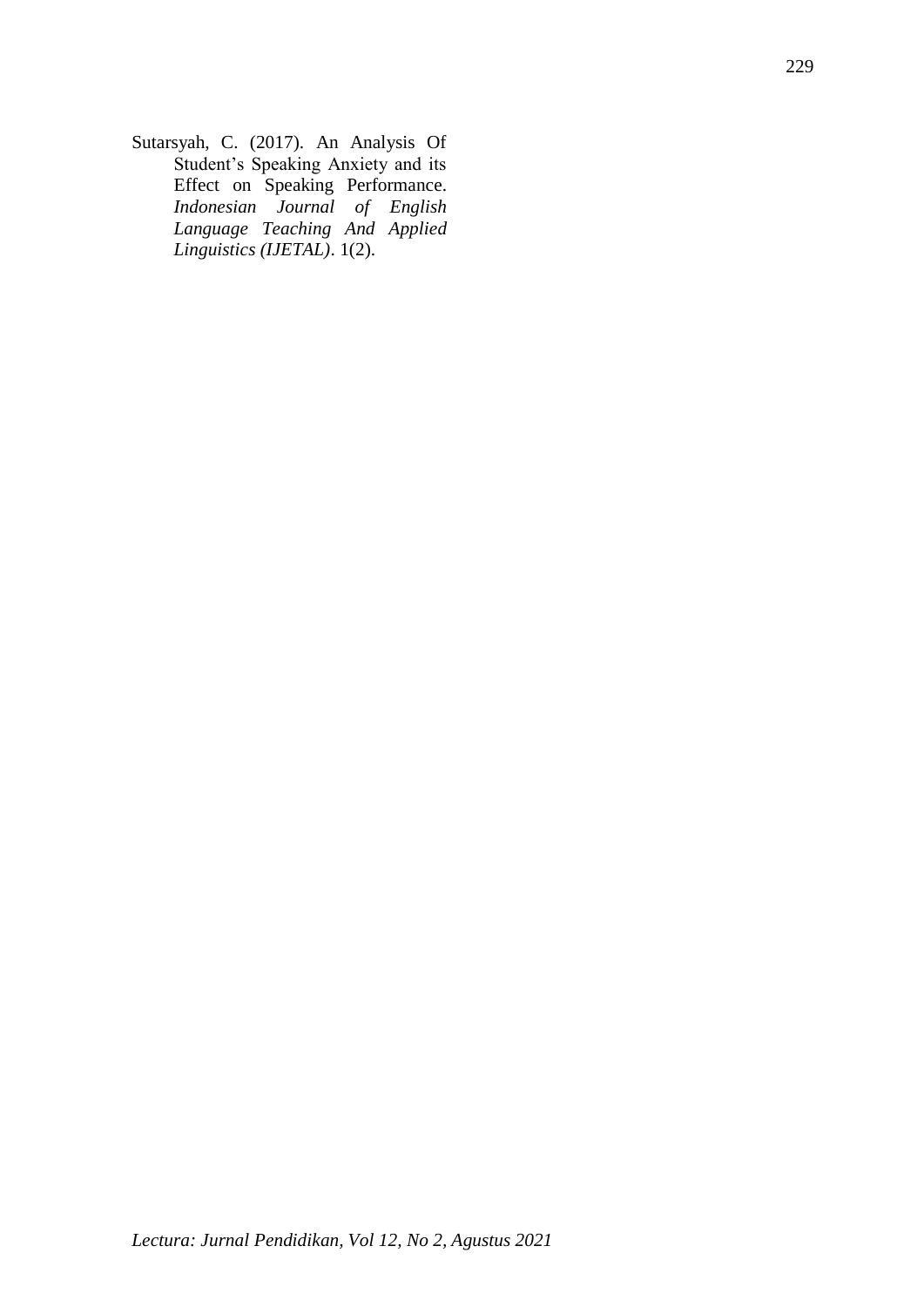Sutarsyah, C. (2017). An Analysis Of Student's Speaking Anxiety and its Effect on Speaking Performance. *Indonesian Journal of English Language Teaching And Applied Linguistics (IJETAL)*. 1(2).